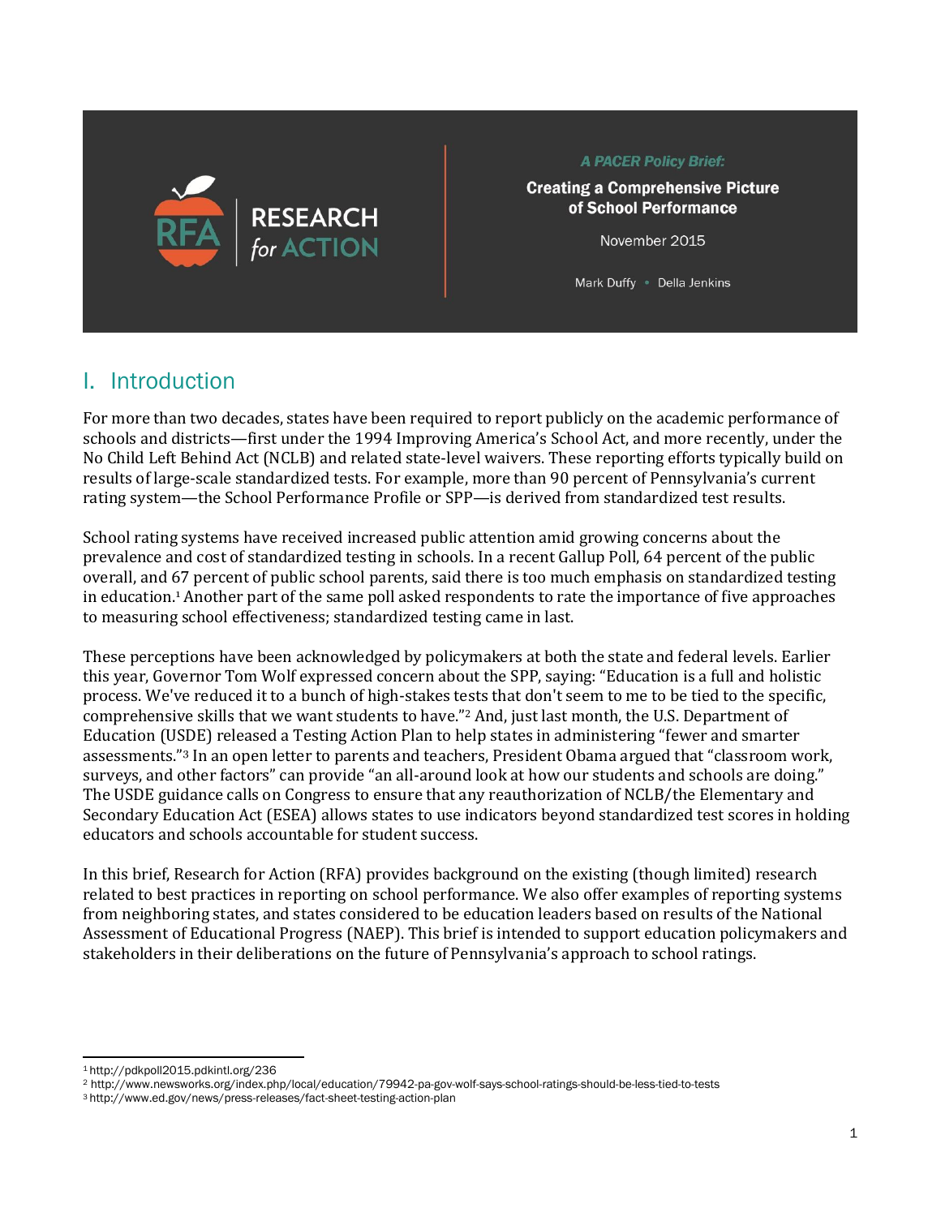RESEARCH *for* ACTION

*A PACER Policy Brief:*

**Creating a Comprehensive Picture of School Performance**

November 2015

Mark Duffy • Della Jenkins

## I. Introduction

For more than two decades, states have been required to report publicly on the academic performance of schools and districts—first under the 1994 Improving America's School Act, and more recently, under the No Child Left Behind Act (NCLB) and related state-level waivers. These reporting efforts typically build on results of large-scale standardized tests. For example, more than 90 percent of Pennsylvania's current rating system—the School Performance Profile or SPP—is derived from standardized test results.

School rating systems have received increased public attention amid growing concerns about the prevalence and cost of standardized testing in schools. In a recent Gallup Poll, 64 percent of the public overall, and 67 percent of public school parents, said there is too much emphasis on standardized testing in education.[1] Another part of the same poll asked respondents to rate the importance of five approaches to measuring school effectiveness; standardized testing came in last.

These perceptions have been acknowledged by policymakers at both the state and federal levels. Earlier this year, Governor Tom Wolf expressed concern about the SPP, saying: "Education is a full and holistic process. We've reduced it to a bunch of high-stakes tests that don't seem to me to be tied to the specific, comprehensive skills that we want students to have."[2] And, just last month, the U.S. Department of Education (USDE) released a Testing Action Plan to help states in administering "fewer and smarter assessments."[3] In an open letter to parents and teachers, President Obama argued that "classroom work, surveys, and other factors" can provide "an all-around look at how our students and schools are doing." The USDE guidance calls on Congress to ensure that any reauthorization of NCLB/the Elementary and Secondary Education Act (ESEA) allows states to use indicators beyond standardized test scores in holding educators and schools accountable for student success.

In this brief, Research for Action (RFA) provides background on the existing (though limited) research related to best practices in reporting on school performance. We also offer examples of reporting systems from neighboring states, and states considered to be education leaders based on results of the National Assessment of Educational Progress (NAEP). This brief is intended to support education policymakers and stakeholders in their deliberations on the future of Pennsylvania's approach to school ratings.

---

[1] http://pdkpoll2015.pdkintl.org/236

[2] http://www.newsworks.org/index.php/local/education/79942-pa-gov-wolf-says-school-ratings-should-be-less-tied-to-tests

[3] http://www.ed.gov/news/press-releases/fact-sheet-testing-action-plan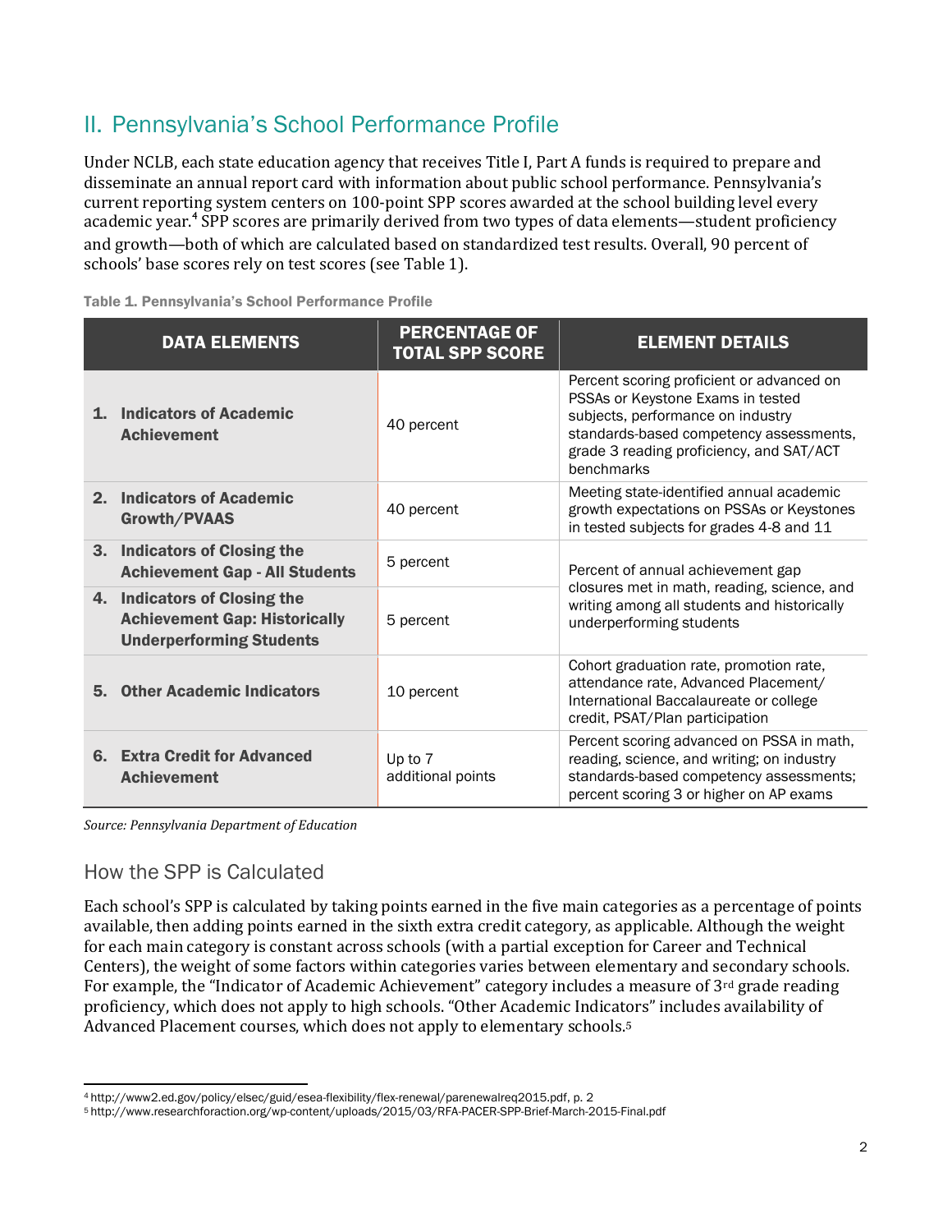## II. Pennsylvania's School Performance Profile

Under NCLB, each state education agency that receives Title I, Part A funds is required to prepare and disseminate an annual report card with information about public school performance. Pennsylvania's current reporting system centers on 100-point SPP scores awarded at the school building level every academic year.[4] SPP scores are primarily derived from two types of data elements—student proficiency and growth—both of which are calculated based on standardized test results. Overall, 90 percent of schools' base scores rely on test scores (see Table 1).

**Table 1. Pennsylvania's School Performance Profile**

| DATA ELEMENTS | PERCENTAGE OF TOTAL SPP SCORE | ELEMENT DETAILS |
|---|---|---|
| **1. Indicators of Academic Achievement** | 40 percent | Percent scoring proficient or advanced on PSSAs or Keystone Exams in tested subjects, performance on industry standards-based competency assessments, grade 3 reading proficiency, and SAT/ACT benchmarks |
| **2. Indicators of Academic Growth/PVAAS** | 40 percent | Meeting state-identified annual academic growth expectations on PSSAs or Keystones in tested subjects for grades 4-8 and 11 |
| **3. Indicators of Closing the Achievement Gap - All Students** | 5 percent | Percent of annual achievement gap closures met in math, reading, science, and writing among all students and historically underperforming students |
| **4. Indicators of Closing the Achievement Gap: Historically Underperforming Students** | 5 percent | |
| **5. Other Academic Indicators** | 10 percent | Cohort graduation rate, promotion rate, attendance rate, Advanced Placement/ International Baccalaureate or college credit, PSAT/Plan participation |
| **6. Extra Credit for Advanced Achievement** | Up to 7 additional points | Percent scoring advanced on PSSA in math, reading, science, and writing; on industry standards-based competency assessments; percent scoring 3 or higher on AP exams |

*Source: Pennsylvania Department of Education*

### How the SPP is Calculated

Each school's SPP is calculated by taking points earned in the five main categories as a percentage of points available, then adding points earned in the sixth extra credit category, as applicable. Although the weight for each main category is constant across schools (with a partial exception for Career and Technical Centers), the weight of some factors within categories varies between elementary and secondary schools. For example, the "Indicator of Academic Achievement" category includes a measure of 3rd grade reading proficiency, which does not apply to high schools. "Other Academic Indicators" includes availability of Advanced Placement courses, which does not apply to elementary schools.[5]

---

[4] http://www2.ed.gov/policy/elsec/guid/esea-flexibility/flex-renewal/parenewalreq2015.pdf, p. 2

[5] http://www.researchforaction.org/wp-content/uploads/2015/03/RFA-PACER-SPP-Brief-March-2015-Final.pdf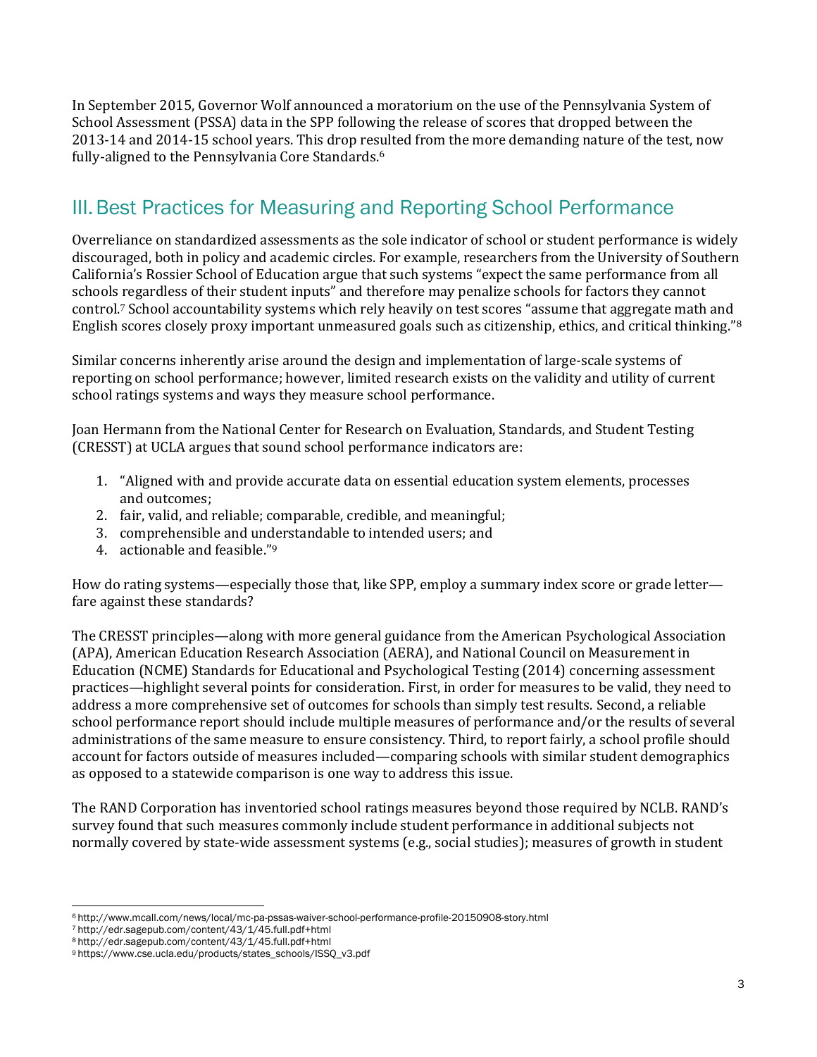In September 2015, Governor Wolf announced a moratorium on the use of the Pennsylvania System of School Assessment (PSSA) data in the SPP following the release of scores that dropped between the 2013-14 and 2014-15 school years. This drop resulted from the more demanding nature of the test, now fully-aligned to the Pennsylvania Core Standards.[6]

## III. Best Practices for Measuring and Reporting School Performance

Overreliance on standardized assessments as the sole indicator of school or student performance is widely discouraged, both in policy and academic circles. For example, researchers from the University of Southern California's Rossier School of Education argue that such systems "expect the same performance from all schools regardless of their student inputs" and therefore may penalize schools for factors they cannot control.[7] School accountability systems which rely heavily on test scores "assume that aggregate math and English scores closely proxy important unmeasured goals such as citizenship, ethics, and critical thinking."[8]

Similar concerns inherently arise around the design and implementation of large-scale systems of reporting on school performance; however, limited research exists on the validity and utility of current school ratings systems and ways they measure school performance.

Joan Hermann from the National Center for Research on Evaluation, Standards, and Student Testing (CRESST) at UCLA argues that sound school performance indicators are:

1. "Aligned with and provide accurate data on essential education system elements, processes and outcomes;
2. fair, valid, and reliable; comparable, credible, and meaningful;
3. comprehensible and understandable to intended users; and
4. actionable and feasible."[9]

How do rating systems—especially those that, like SPP, employ a summary index score or grade letter—fare against these standards?

The CRESST principles—along with more general guidance from the American Psychological Association (APA), American Education Research Association (AERA), and National Council on Measurement in Education (NCME) Standards for Educational and Psychological Testing (2014) concerning assessment practices—highlight several points for consideration. First, in order for measures to be valid, they need to address a more comprehensive set of outcomes for schools than simply test results. Second, a reliable school performance report should include multiple measures of performance and/or the results of several administrations of the same measure to ensure consistency. Third, to report fairly, a school profile should account for factors outside of measures included—comparing schools with similar student demographics as opposed to a statewide comparison is one way to address this issue.

The RAND Corporation has inventoried school ratings measures beyond those required by NCLB. RAND's survey found that such measures commonly include student performance in additional subjects not normally covered by state-wide assessment systems (e.g., social studies); measures of growth in student

---

[6] http://www.mcall.com/news/local/mc-pa-pssas-waiver-school-performance-profile-20150908-story.html
[7] http://edr.sagepub.com/content/43/1/45.full.pdf+html
[8] http://edr.sagepub.com/content/43/1/45.full.pdf+html
[9] https://www.cse.ucla.edu/products/states_schools/ISSQ_v3.pdf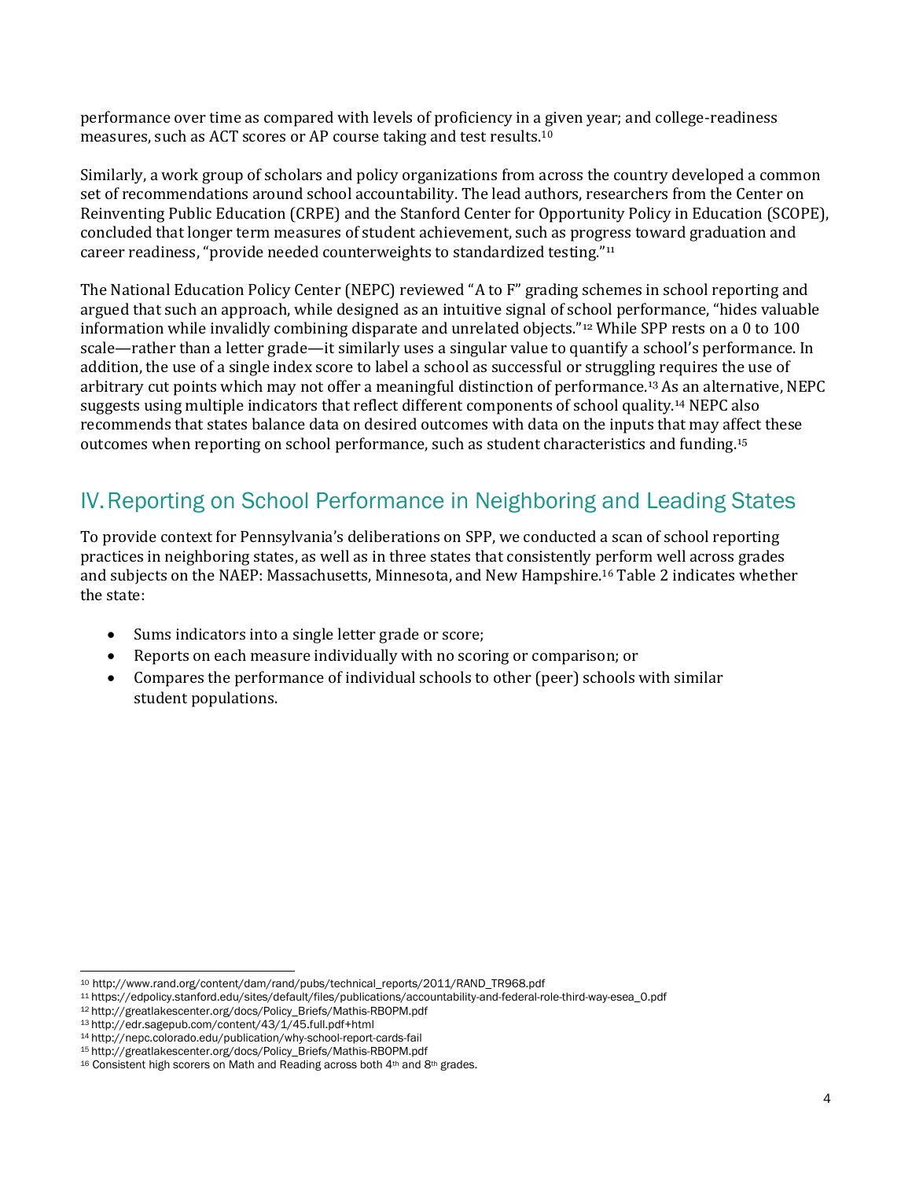performance over time as compared with levels of proficiency in a given year; and college-readiness measures, such as ACT scores or AP course taking and test results.[10]

Similarly, a work group of scholars and policy organizations from across the country developed a common set of recommendations around school accountability. The lead authors, researchers from the Center on Reinventing Public Education (CRPE) and the Stanford Center for Opportunity Policy in Education (SCOPE), concluded that longer term measures of student achievement, such as progress toward graduation and career readiness, "provide needed counterweights to standardized testing."[11]

The National Education Policy Center (NEPC) reviewed "A to F" grading schemes in school reporting and argued that such an approach, while designed as an intuitive signal of school performance, "hides valuable information while invalidly combining disparate and unrelated objects."[12] While SPP rests on a 0 to 100 scale—rather than a letter grade—it similarly uses a singular value to quantify a school's performance. In addition, the use of a single index score to label a school as successful or struggling requires the use of arbitrary cut points which may not offer a meaningful distinction of performance.[13] As an alternative, NEPC suggests using multiple indicators that reflect different components of school quality.[14] NEPC also recommends that states balance data on desired outcomes with data on the inputs that may affect these outcomes when reporting on school performance, such as student characteristics and funding.[15]

## IV. Reporting on School Performance in Neighboring and Leading States

To provide context for Pennsylvania's deliberations on SPP, we conducted a scan of school reporting practices in neighboring states, as well as in three states that consistently perform well across grades and subjects on the NAEP: Massachusetts, Minnesota, and New Hampshire.[16] Table 2 indicates whether the state:

- Sums indicators into a single letter grade or score;
- Reports on each measure individually with no scoring or comparison; or
- Compares the performance of individual schools to other (peer) schools with similar student populations.

---

[10] http://www.rand.org/content/dam/rand/pubs/technical_reports/2011/RAND_TR968.pdf
[11] https://edpolicy.stanford.edu/sites/default/files/publications/accountability-and-federal-role-third-way-esea_0.pdf
[12] http://greatlakescenter.org/docs/Policy_Briefs/Mathis-RBOPM.pdf
[13] http://edr.sagepub.com/content/43/1/45.full.pdf+html
[14] http://nepc.colorado.edu/publication/why-school-report-cards-fail
[15] http://greatlakescenter.org/docs/Policy_Briefs/Mathis-RBOPM.pdf
[16] Consistent high scorers on Math and Reading across both 4th and 8th grades.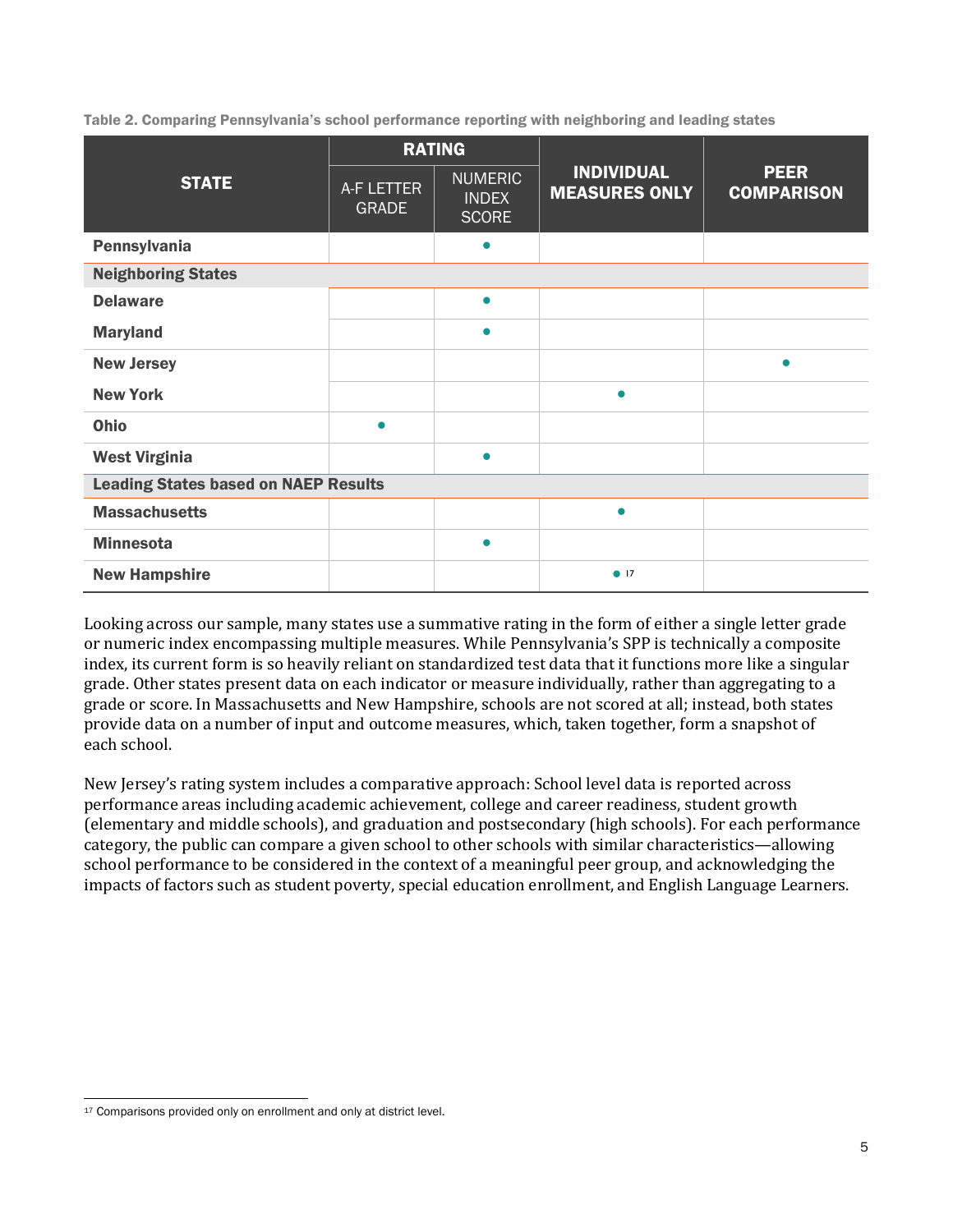Table 2. Comparing Pennsylvania's school performance reporting with neighboring and leading states

| STATE | RATING | | INDIVIDUAL MEASURES ONLY | PEER COMPARISON |
|---|---|---|---|---|
| | A-F LETTER GRADE | NUMERIC INDEX SCORE | | |
| **Pennsylvania** | | ● | | |
| **Neighboring States** | | | | |
| **Delaware** | | ● | | |
| **Maryland** | | ● | | |
| **New Jersey** | | | | ● |
| **New York** | | | ● | |
| **Ohio** | ● | | | |
| **West Virginia** | | ● | | |
| **Leading States based on NAEP Results** | | | | |
| **Massachusetts** | | | ● | |
| **Minnesota** | | ● | | |
| **New Hampshire** | | | ● [17] | |

Looking across our sample, many states use a summative rating in the form of either a single letter grade or numeric index encompassing multiple measures. While Pennsylvania's SPP is technically a composite index, its current form is so heavily reliant on standardized test data that it functions more like a singular grade. Other states present data on each indicator or measure individually, rather than aggregating to a grade or score. In Massachusetts and New Hampshire, schools are not scored at all; instead, both states provide data on a number of input and outcome measures, which, taken together, form a snapshot of each school.

New Jersey's rating system includes a comparative approach: School level data is reported across performance areas including academic achievement, college and career readiness, student growth (elementary and middle schools), and graduation and postsecondary (high schools). For each performance category, the public can compare a given school to other schools with similar characteristics—allowing school performance to be considered in the context of a meaningful peer group, and acknowledging the impacts of factors such as student poverty, special education enrollment, and English Language Learners.

[17] Comparisons provided only on enrollment and only at district level.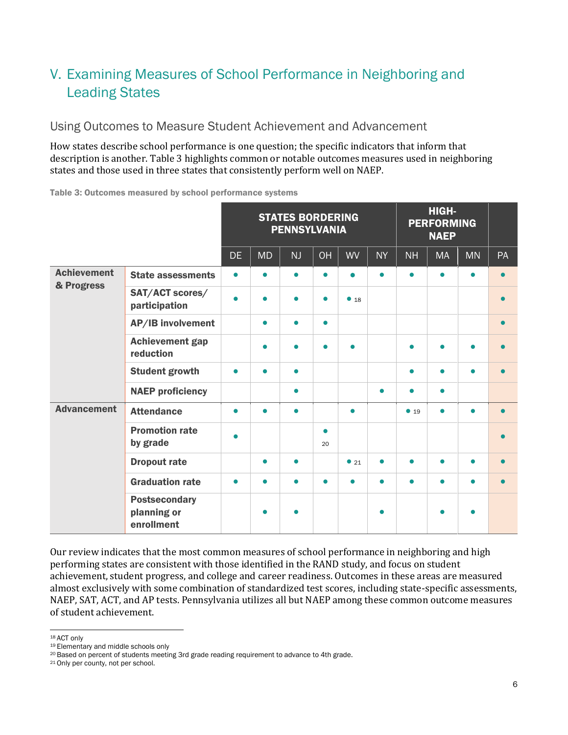# V. Examining Measures of School Performance in Neighboring and Leading States

## Using Outcomes to Measure Student Achievement and Advancement

How states describe school performance is one question; the specific indicators that inform that description is another. Table 3 highlights common or notable outcomes measures used in neighboring states and those used in three states that consistently perform well on NAEP.

**Table 3: Outcomes measured by school performance systems**

| | | STATES BORDERING PENNSYLVANIA | | | | | | HIGH-PERFORMING NAEP | | | |
|---|---|---|---|---|---|---|---|---|---|---|---|
| | | DE | MD | NJ | OH | WV | NY | NH | MA | MN | PA |
| **Achievement & Progress** | **State assessments** | ● | ● | ● | ● | ● | ● | ● | ● | ● | ● |
| | **SAT/ACT scores/ participation** | ● | ● | ● | ● | ● [18] | | | | | ● |
| | **AP/IB involvement** | | ● | ● | ● | | | | | | ● |
| | **Achievement gap reduction** | | ● | ● | ● | ● | | ● | ● | ● | ● |
| | **Student growth** | ● | ● | ● | | | | ● | ● | ● | ● |
| | **NAEP proficiency** | | | ● | | | ● | ● | ● | | |
| **Advancement** | **Attendance** | ● | ● | ● | | ● | | ● [19] | ● | ● | ● |
| | **Promotion rate by grade** | ● | | | ● [20] | | | | | | ● |
| | **Dropout rate** | | ● | ● | | ● [21] | ● | ● | ● | ● | ● |
| | **Graduation rate** | ● | ● | ● | ● | ● | ● | ● | ● | ● | ● |
| | **Postsecondary planning or enrollment** | | ● | ● | | | ● | | ● | ● | |

Our review indicates that the most common measures of school performance in neighboring and high performing states are consistent with those identified in the RAND study, and focus on student achievement, student progress, and college and career readiness. Outcomes in these areas are measured almost exclusively with some combination of standardized test scores, including state-specific assessments, NAEP, SAT, ACT, and AP tests. Pennsylvania utilizes all but NAEP among these common outcome measures of student achievement.

[18] ACT only
[19] Elementary and middle schools only
[20] Based on percent of students meeting 3rd grade reading requirement to advance to 4th grade.
[21] Only per county, not per school.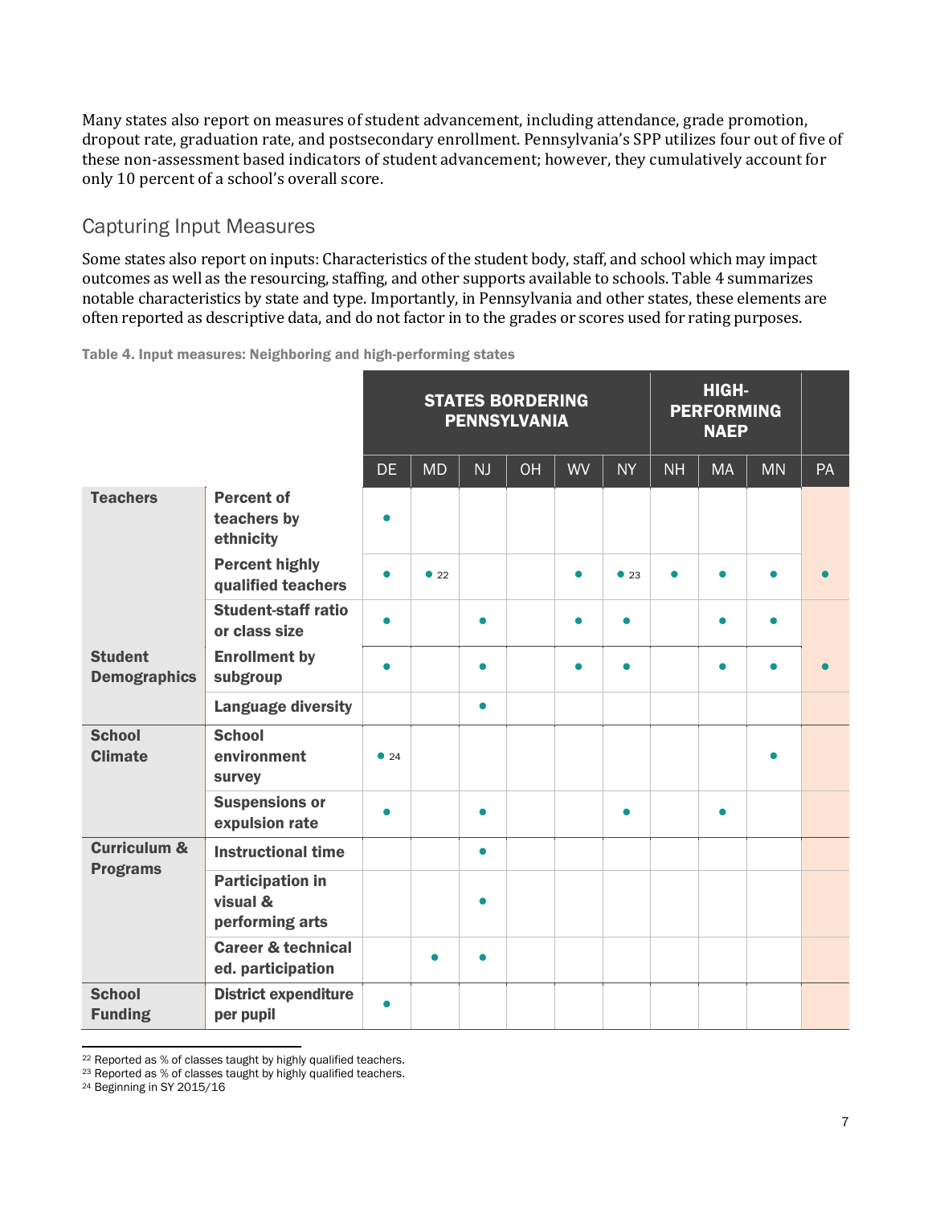Many states also report on measures of student advancement, including attendance, grade promotion, dropout rate, graduation rate, and postsecondary enrollment. Pennsylvania's SPP utilizes four out of five of these non-assessment based indicators of student advancement; however, they cumulatively account for only 10 percent of a school's overall score.

## Capturing Input Measures

Some states also report on inputs: Characteristics of the student body, staff, and school which may impact outcomes as well as the resourcing, staffing, and other supports available to schools. Table 4 summarizes notable characteristics by state and type. Importantly, in Pennsylvania and other states, these elements are often reported as descriptive data, and do not factor in to the grades or scores used for rating purposes.

Table 4. Input measures: Neighboring and high-performing states

| | | STATES BORDERING PENNSYLVANIA | | | | | | HIGH-PERFORMING NAEP | | | |
|---|---|---|---|---|---|---|---|---|---|---|---|
| | | DE | MD | NJ | OH | WV | NY | NH | MA | MN | PA |
| **Teachers** | **Percent of teachers by ethnicity** | ● | | | | | | | | | |
| | **Percent highly qualified teachers** | ● | ● [22] | | | ● | ● [23] | ● | ● | ● | ● |
| | **Student-staff ratio or class size** | ● | | ● | | ● | ● | | ● | ● | |
| **Student Demographics** | **Enrollment by subgroup** | ● | | ● | | ● | ● | | ● | ● | ● |
| | **Language diversity** | | | ● | | | | | | | |
| **School Climate** | **School environment survey** | ● [24] | | | | | | | | ● | |
| | **Suspensions or expulsion rate** | ● | | ● | | | ● | | ● | | |
| **Curriculum & Programs** | **Instructional time** | | | ● | | | | | | | |
| | **Participation in visual & performing arts** | | | ● | | | | | | | |
| | **Career & technical ed. participation** | | ● | ● | | | | | | | |
| **School Funding** | **District expenditure per pupil** | ● | | | | | | | | | |

[22] Reported as % of classes taught by highly qualified teachers.
[23] Reported as % of classes taught by highly qualified teachers.
[24] Beginning in SY 2015/16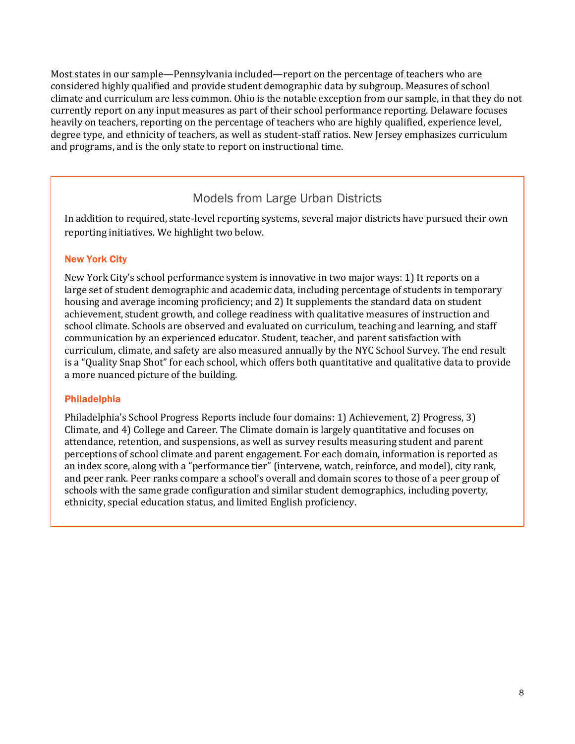Most states in our sample—Pennsylvania included—report on the percentage of teachers who are considered highly qualified and provide student demographic data by subgroup. Measures of school climate and curriculum are less common. Ohio is the notable exception from our sample, in that they do not currently report on any input measures as part of their school performance reporting. Delaware focuses heavily on teachers, reporting on the percentage of teachers who are highly qualified, experience level, degree type, and ethnicity of teachers, as well as student-staff ratios. New Jersey emphasizes curriculum and programs, and is the only state to report on instructional time.

## Models from Large Urban Districts

In addition to required, state-level reporting systems, several major districts have pursued their own reporting initiatives. We highlight two below.

### New York City

New York City's school performance system is innovative in two major ways: 1) It reports on a large set of student demographic and academic data, including percentage of students in temporary housing and average incoming proficiency; and 2) It supplements the standard data on student achievement, student growth, and college readiness with qualitative measures of instruction and school climate. Schools are observed and evaluated on curriculum, teaching and learning, and staff communication by an experienced educator. Student, teacher, and parent satisfaction with curriculum, climate, and safety are also measured annually by the NYC School Survey. The end result is a "Quality Snap Shot" for each school, which offers both quantitative and qualitative data to provide a more nuanced picture of the building.

### Philadelphia

Philadelphia's School Progress Reports include four domains: 1) Achievement, 2) Progress, 3) Climate, and 4) College and Career. The Climate domain is largely quantitative and focuses on attendance, retention, and suspensions, as well as survey results measuring student and parent perceptions of school climate and parent engagement. For each domain, information is reported as an index score, along with a "performance tier" (intervene, watch, reinforce, and model), city rank, and peer rank. Peer ranks compare a school's overall and domain scores to those of a peer group of schools with the same grade configuration and similar student demographics, including poverty, ethnicity, special education status, and limited English proficiency.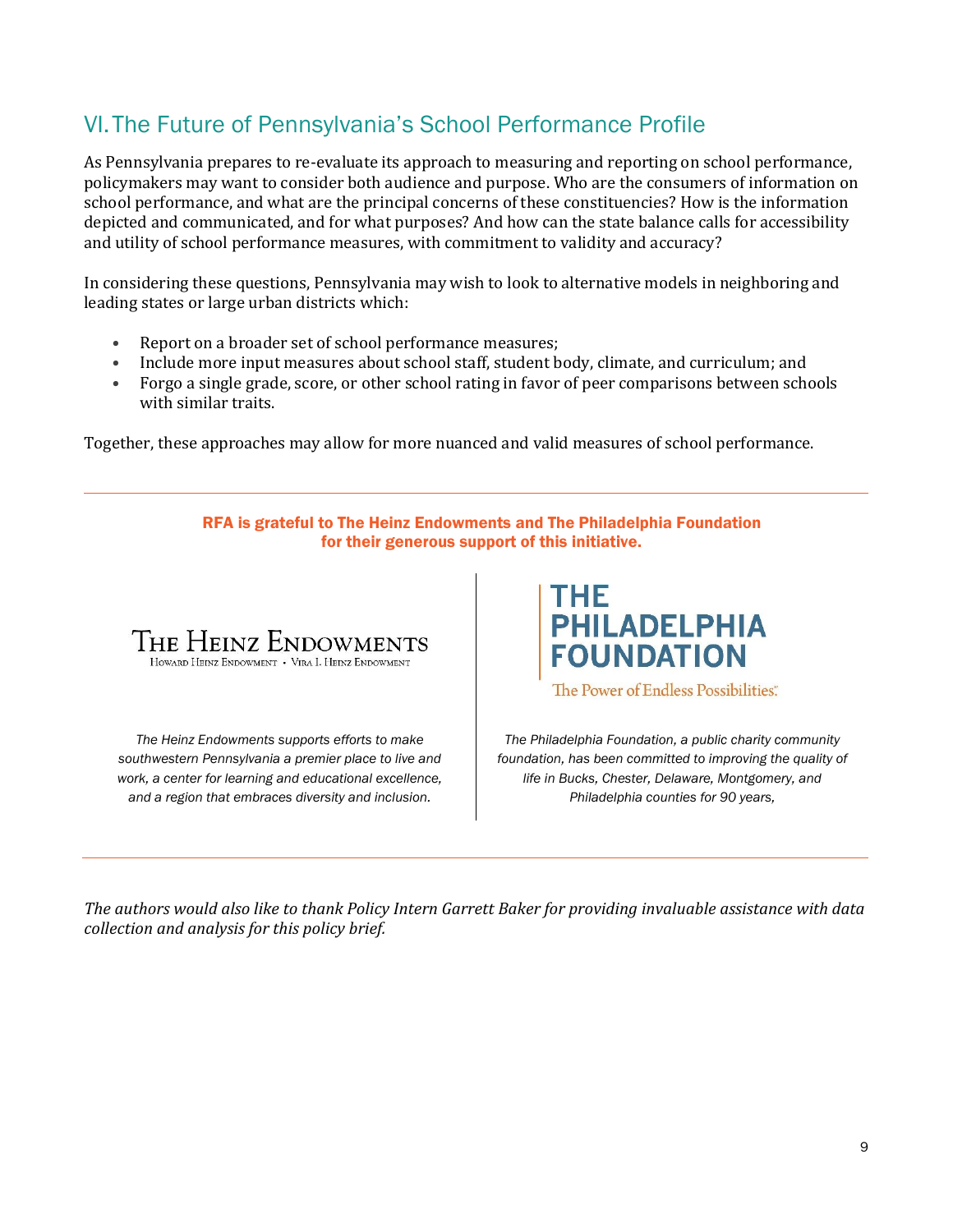## VI. The Future of Pennsylvania's School Performance Profile

As Pennsylvania prepares to re-evaluate its approach to measuring and reporting on school performance, policymakers may want to consider both audience and purpose. Who are the consumers of information on school performance, and what are the principal concerns of these constituencies? How is the information depicted and communicated, and for what purposes? And how can the state balance calls for accessibility and utility of school performance measures, with commitment to validity and accuracy?

In considering these questions, Pennsylvania may wish to look to alternative models in neighboring and leading states or large urban districts which:

- Report on a broader set of school performance measures;
- Include more input measures about school staff, student body, climate, and curriculum; and
- Forgo a single grade, score, or other school rating in favor of peer comparisons between schools with similar traits.

Together, these approaches may allow for more nuanced and valid measures of school performance.

---

**RFA is grateful to The Heinz Endowments and The Philadelphia Foundation for their generous support of this initiative.**

THE HEINZ ENDOWMENTS
HOWARD HEINZ ENDOWMENT • VIRA I. HEINZ ENDOWMENT

*The Heinz Endowments supports efforts to make southwestern Pennsylvania a premier place to live and work, a center for learning and educational excellence, and a region that embraces diversity and inclusion.*

THE PHILADELPHIA FOUNDATION
The Power of Endless Possibilities.℠

*The Philadelphia Foundation, a public charity community foundation, has been committed to improving the quality of life in Bucks, Chester, Delaware, Montgomery, and Philadelphia counties for 90 years,*

---

*The authors would also like to thank Policy Intern Garrett Baker for providing invaluable assistance with data collection and analysis for this policy brief.*